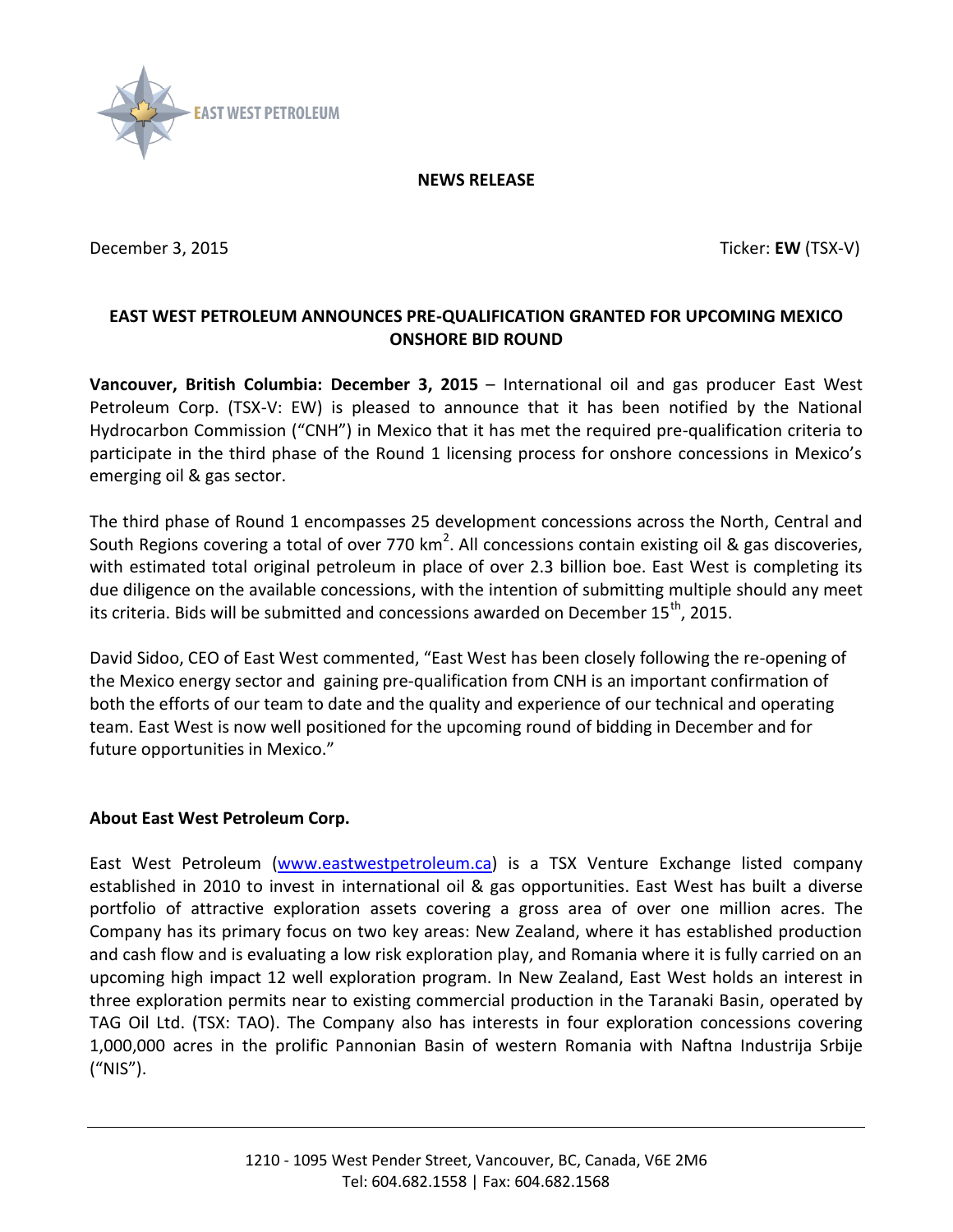EAST WEST PETROLEUM

**NEWS RELEASE**

December 3, 2015 Ticker: **EW** (TSX-V)

**EAST WEST PETROLEUM ANNOUNCES PRE-QUALIFICATION GRANTED FOR UPCOMING MEXICO ONSHORE BID ROUND**

**Vancouver, British Columbia: December 3, 2015** – International oil and gas producer East West Petroleum Corp. (TSX-V: EW) is pleased to announce that it has been notified by the National Hydrocarbon Commission ("CNH") in Mexico that it has met the required pre-qualification criteria to participate in the third phase of the Round 1 licensing process for onshore concessions in Mexico's emerging oil & gas sector.

The third phase of Round 1 encompasses 25 development concessions across the North, Central and South Regions covering a total of over 770 $km^2$. All concessions contain existing oil & gas discoveries, with estimated total original petroleum in place of over 2.3 billion boe. East West is completing its due diligence on the available concessions, with the intention of submitting multiple should any meet its criteria. Bids will be submitted and concessions awarded on December 15th, 2015.

David Sidoo, CEO of East West commented, "East West has been closely following the re-opening of the Mexico energy sector and gaining pre-qualification from CNH is an important confirmation of both the efforts of our team to date and the quality and experience of our technical and operating team. East West is now well positioned for the upcoming round of bidding in December and for future opportunities in Mexico."

**About East West Petroleum Corp.**

East West Petroleum (www.eastwestpetroleum.ca) is a TSX Venture Exchange listed company established in 2010 to invest in international oil & gas opportunities. East West has built a diverse portfolio of attractive exploration assets covering a gross area of over one million acres. The Company has its primary focus on two key areas: New Zealand, where it has established production and cash flow and is evaluating a low risk exploration play, and Romania where it is fully carried on an upcoming high impact 12 well exploration program. In New Zealand, East West holds an interest in three exploration permits near to existing commercial production in the Taranaki Basin, operated by TAG Oil Ltd. (TSX: TAO). The Company also has interests in four exploration concessions covering 1,000,000 acres in the prolific Pannonian Basin of western Romania with Naftna Industrija Srbije ("NIS").

1210 - 1095 West Pender Street, Vancouver, BC, Canada, V6E 2M6
Tel: 604.682.1558 | Fax: 604.682.1568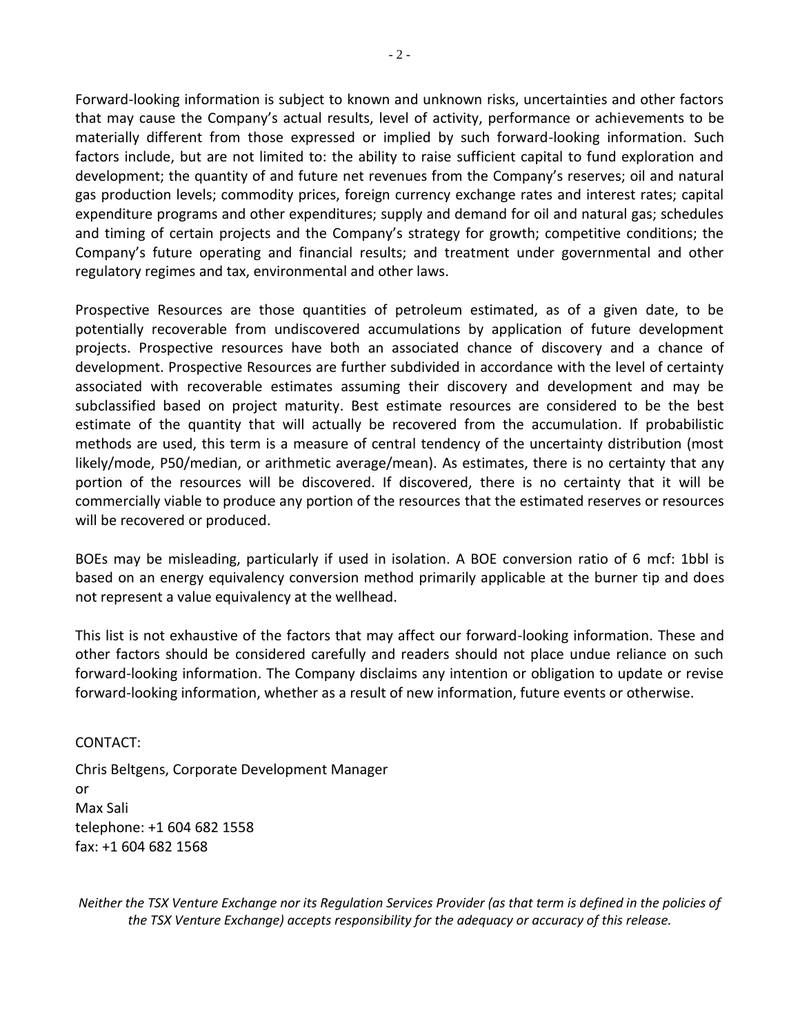Forward-looking information is subject to known and unknown risks, uncertainties and other factors that may cause the Company's actual results, level of activity, performance or achievements to be materially different from those expressed or implied by such forward-looking information. Such factors include, but are not limited to: the ability to raise sufficient capital to fund exploration and development; the quantity of and future net revenues from the Company's reserves; oil and natural gas production levels; commodity prices, foreign currency exchange rates and interest rates; capital expenditure programs and other expenditures; supply and demand for oil and natural gas; schedules and timing of certain projects and the Company's strategy for growth; competitive conditions; the Company's future operating and financial results; and treatment under governmental and other regulatory regimes and tax, environmental and other laws.

Prospective Resources are those quantities of petroleum estimated, as of a given date, to be potentially recoverable from undiscovered accumulations by application of future development projects. Prospective resources have both an associated chance of discovery and a chance of development. Prospective Resources are further subdivided in accordance with the level of certainty associated with recoverable estimates assuming their discovery and development and may be subclassified based on project maturity. Best estimate resources are considered to be the best estimate of the quantity that will actually be recovered from the accumulation. If probabilistic methods are used, this term is a measure of central tendency of the uncertainty distribution (most likely/mode, P50/median, or arithmetic average/mean). As estimates, there is no certainty that any portion of the resources will be discovered. If discovered, there is no certainty that it will be commercially viable to produce any portion of the resources that the estimated reserves or resources will be recovered or produced.

BOEs may be misleading, particularly if used in isolation. A BOE conversion ratio of 6 mcf: 1bbl is based on an energy equivalency conversion method primarily applicable at the burner tip and does not represent a value equivalency at the wellhead.

This list is not exhaustive of the factors that may affect our forward-looking information. These and other factors should be considered carefully and readers should not place undue reliance on such forward-looking information. The Company disclaims any intention or obligation to update or revise forward-looking information, whether as a result of new information, future events or otherwise.

CONTACT:

Chris Beltgens, Corporate Development Manager
or
Max Sali
telephone: +1 604 682 1558
fax: +1 604 682 1568

*Neither the TSX Venture Exchange nor its Regulation Services Provider (as that term is defined in the policies of the TSX Venture Exchange) accepts responsibility for the adequacy or accuracy of this release.*